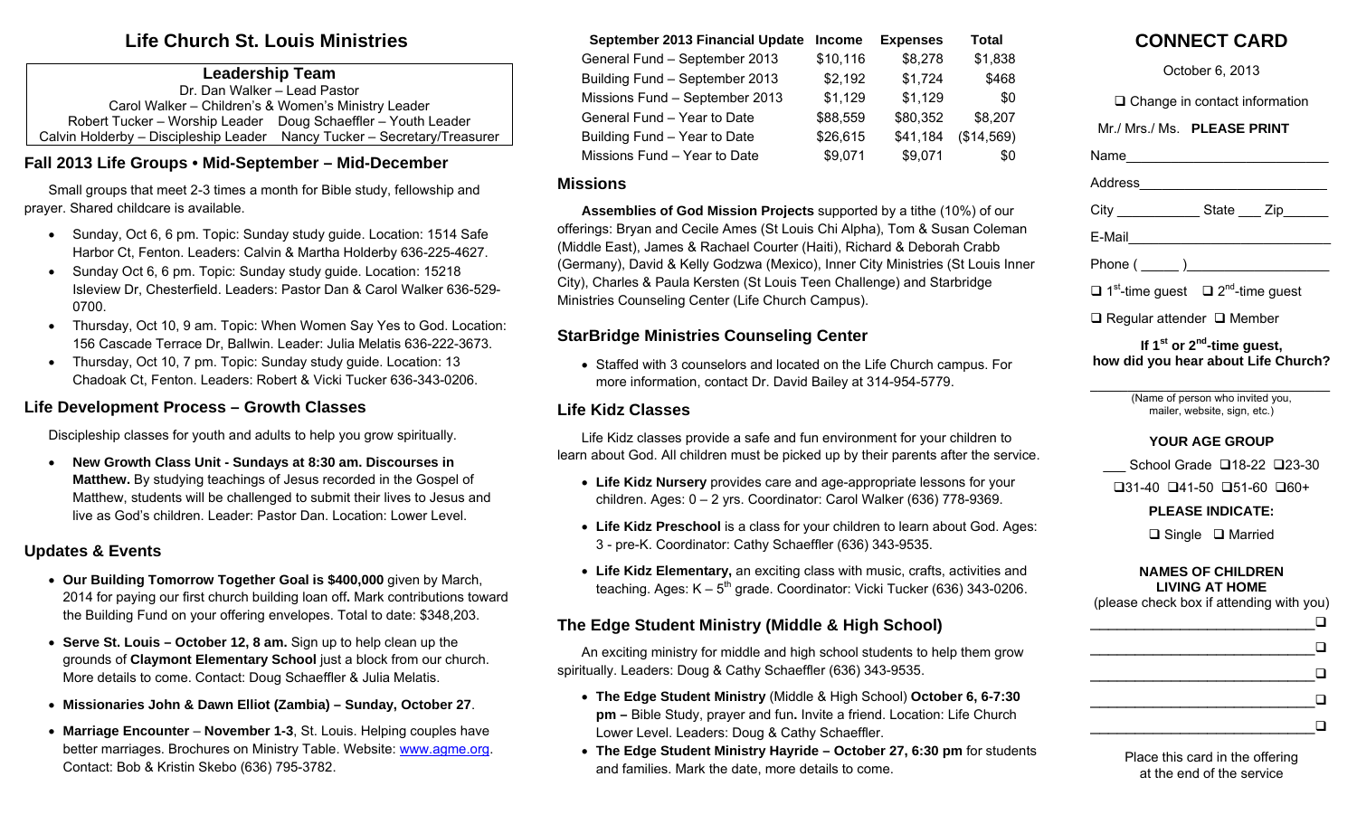# Life Church St. Louis Ministries

**Leadership Team**

Dr. Dan Walker – Lead Pastor
Carol Walker – Children's & Women's Ministry Leader
Robert Tucker – Worship Leader    Doug Schaeffler – Youth Leader
Calvin Holderby – Discipleship Leader    Nancy Tucker – Secretary/Treasurer

## Fall 2013 Life Groups • Mid-September – Mid-December

Small groups that meet 2-3 times a month for Bible study, fellowship and prayer. Shared childcare is available.

- Sunday, Oct 6, 6 pm. Topic: Sunday study guide. Location: 1514 Safe Harbor Ct, Fenton. Leaders: Calvin & Martha Holderby 636-225-4627.
- Sunday Oct 6, 6 pm. Topic: Sunday study guide. Location: 15218 Isleview Dr, Chesterfield. Leaders: Pastor Dan & Carol Walker 636-529-0700.
- Thursday, Oct 10, 9 am. Topic: When Women Say Yes to God. Location: 156 Cascade Terrace Dr, Ballwin. Leader: Julia Melatis 636-222-3673.
- Thursday, Oct 10, 7 pm. Topic: Sunday study guide. Location: 13 Chadoak Ct, Fenton. Leaders: Robert & Vicki Tucker 636-343-0206.

## Life Development Process – Growth Classes

Discipleship classes for youth and adults to help you grow spiritually.

- **New Growth Class Unit - Sundays at 8:30 am. Discourses in Matthew.** By studying teachings of Jesus recorded in the Gospel of Matthew, students will be challenged to submit their lives to Jesus and live as God's children. Leader: Pastor Dan. Location: Lower Level.

## Updates & Events

- **Our Building Tomorrow Together Goal is $400,000** given by March, 2014 for paying our first church building loan off**.** Mark contributions toward the Building Fund on your offering envelopes. Total to date: $348,203.
- **Serve St. Louis – October 12, 8 am.** Sign up to help clean up the grounds of **Claymont Elementary School** just a block from our church. More details to come. Contact: Doug Schaeffler & Julia Melatis.
- **Missionaries John & Dawn Elliot (Zambia) – Sunday, October 27**.
- **Marriage Encounter** – **November 1-3**, St. Louis. Helping couples have better marriages. Brochures on Ministry Table. Website: www.agme.org. Contact: Bob & Kristin Skebo (636) 795-3782.

| September 2013 Financial Update | Income | Expenses | Total |
|---|---|---|---|
| General Fund – September 2013 | $10,116 | $8,278 | $1,838 |
| Building Fund – September 2013 | $2,192 | $1,724 | $468 |
| Missions Fund – September 2013 | $1,129 | $1,129 | $0 |
| General Fund – Year to Date | $88,559 | $80,352 | $8,207 |
| Building Fund – Year to Date | $26,615 | $41,184 | ($14,569) |
| Missions Fund – Year to Date | $9,071 | $9,071 | $0 |

## Missions

**Assemblies of God Mission Projects** supported by a tithe (10%) of our offerings: Bryan and Cecile Ames (St Louis Chi Alpha), Tom & Susan Coleman (Middle East), James & Rachael Courter (Haiti), Richard & Deborah Crabb (Germany), David & Kelly Godzwa (Mexico), Inner City Ministries (St Louis Inner City), Charles & Paula Kersten (St Louis Teen Challenge) and Starbridge Ministries Counseling Center (Life Church Campus).

## StarBridge Ministries Counseling Center

- Staffed with 3 counselors and located on the Life Church campus. For more information, contact Dr. David Bailey at 314-954-5779.

## Life Kidz Classes

Life Kidz classes provide a safe and fun environment for your children to learn about God. All children must be picked up by their parents after the service.

- **Life Kidz Nursery** provides care and age-appropriate lessons for your children. Ages: 0 – 2 yrs. Coordinator: Carol Walker (636) 778-9369.
- **Life Kidz Preschool** is a class for your children to learn about God. Ages: 3 - pre-K. Coordinator: Cathy Schaeffler (636) 343-9535.
- **Life Kidz Elementary,** an exciting class with music, crafts, activities and teaching. Ages: K – 5th grade. Coordinator: Vicki Tucker (636) 343-0206.

## The Edge Student Ministry (Middle & High School)

An exciting ministry for middle and high school students to help them grow spiritually. Leaders: Doug & Cathy Schaeffler (636) 343-9535.

- **The Edge Student Ministry** (Middle & High School) **October 6, 6-7:30 pm –** Bible Study, prayer and fun**.** Invite a friend. Location: Life Church Lower Level. Leaders: Doug & Cathy Schaeffler.
- **The Edge Student Ministry Hayride – October 27, 6:30 pm** for students and families. Mark the date, more details to come.

# CONNECT CARD

October 6, 2013

❑ Change in contact information

Mr./ Mrs./ Ms. **PLEASE PRINT**

Name\_\_\_\_\_\_\_\_\_\_\_\_\_\_\_\_\_\_\_\_\_\_\_\_\_\_

Address\_\_\_\_\_\_\_\_\_\_\_\_\_\_\_\_\_\_\_\_\_\_\_\_

City \_\_\_\_\_\_\_\_\_\_\_ State \_\_\_ Zip\_\_\_\_\_\_

E-Mail\_\_\_\_\_\_\_\_\_\_\_\_\_\_\_\_\_\_\_\_\_\_\_\_\_

Phone ( \_\_\_\_\_ )\_\_\_\_\_\_\_\_\_\_\_\_\_\_\_\_\_\_

❑ 1st-time guest ❑ 2nd-time guest

❑ Regular attender ❑ Member

**If 1st or 2nd-time guest, how did you hear about Life Church?**

\_\_\_\_\_\_\_\_\_\_\_\_\_\_\_\_\_\_\_\_\_\_\_\_\_\_\_\_\_\_

(Name of person who invited you, mailer, website, sign, etc.)

**YOUR AGE GROUP**

\_\_\_ School Grade ❑18-22 ❑23-30

❑31-40 ❑41-50 ❑51-60 ❑60+

**PLEASE INDICATE:**

❑ Single ❑ Married

**NAMES OF CHILDREN LIVING AT HOME**

(please check box if attending with you)

\_\_\_\_\_\_\_\_\_\_\_\_\_\_\_\_\_\_\_\_\_\_\_\_\_\_\_\_❑

\_\_\_\_\_\_\_\_\_\_\_\_\_\_\_\_\_\_\_\_\_\_\_\_\_\_\_\_❑

\_\_\_\_\_\_\_\_\_\_\_\_\_\_\_\_\_\_\_\_\_\_\_\_\_\_\_\_❑

\_\_\_\_\_\_\_\_\_\_\_\_\_\_\_\_\_\_\_\_\_\_\_\_\_\_\_\_❑

\_\_\_\_\_\_\_\_\_\_\_\_\_\_\_\_\_\_\_\_\_\_\_\_\_\_\_\_❑

Place this card in the offering at the end of the service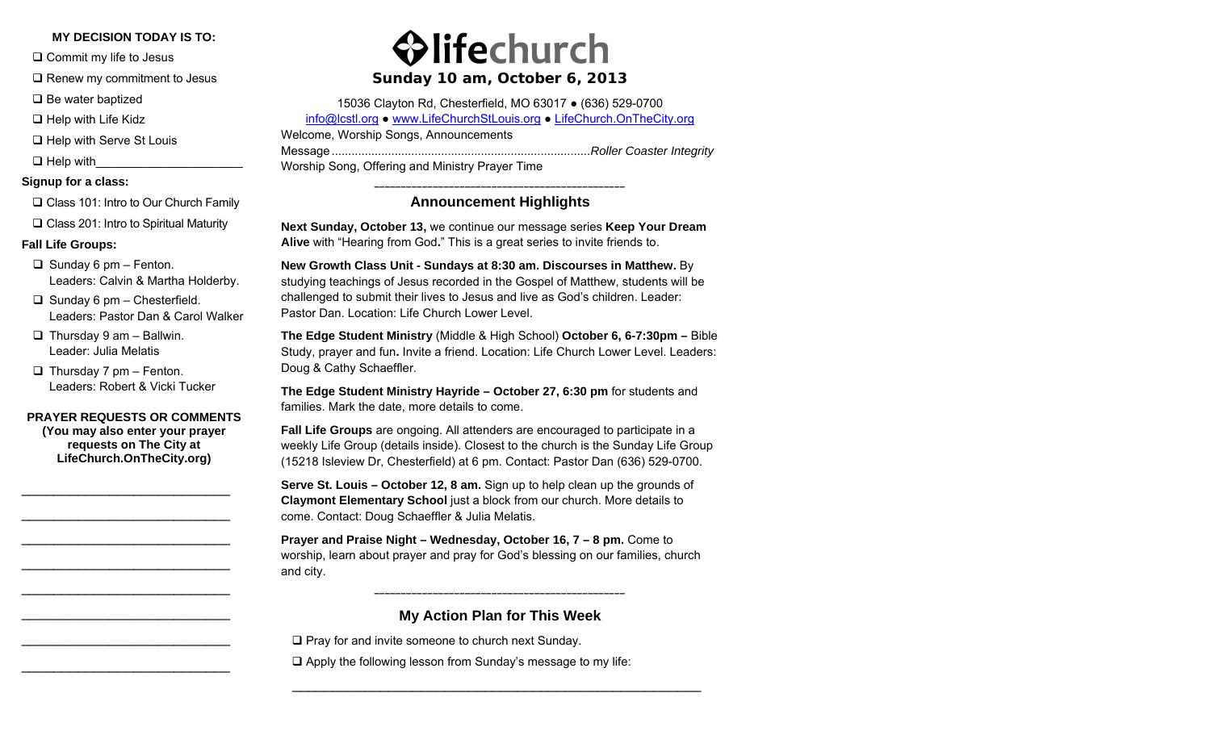**MY DECISION TODAY IS TO:**

- ❑ Commit my life to Jesus
- ❑ Renew my commitment to Jesus
- ❑ Be water baptized
- ❑ Help with Life Kidz
- ❑ Help with Serve St Louis
- ❑ Help with______________________

**Signup for a class:**

- ❑ Class 101: Intro to Our Church Family
- ❑ Class 201: Intro to Spiritual Maturity

**Fall Life Groups:**

- ❑ Sunday 6 pm – Fenton. Leaders: Calvin & Martha Holderby.
- ❑ Sunday 6 pm – Chesterfield. Leaders: Pastor Dan & Carol Walker
- ❑ Thursday 9 am – Ballwin. Leader: Julia Melatis
- ❑ Thursday 7 pm – Fenton. Leaders: Robert & Vicki Tucker

**PRAYER REQUESTS OR COMMENTS (You may also enter your prayer requests on The City at LifeChurch.OnTheCity.org)**

_______________________________

_______________________________

_______________________________

_______________________________

_______________________________

_______________________________

_______________________________

_______________________________

# lifechurch

## Sunday 10 am, October 6, 2013

15036 Clayton Rd, Chesterfield, MO 63017 ● (636) 529-0700
info@lcstl.org ● www.LifeChurchStLouis.org ● LifeChurch.OnTheCity.org

Welcome, Worship Songs, Announcements

Message .............................................................................*Roller Coaster Integrity*

Worship Song, Offering and Ministry Prayer Time

---

## Announcement Highlights

**Next Sunday, October 13,** we continue our message series **Keep Your Dream Alive** with "Hearing from God**.**" This is a great series to invite friends to.

**New Growth Class Unit - Sundays at 8:30 am. Discourses in Matthew.** By studying teachings of Jesus recorded in the Gospel of Matthew, students will be challenged to submit their lives to Jesus and live as God's children. Leader: Pastor Dan. Location: Life Church Lower Level.

**The Edge Student Ministry** (Middle & High School) **October 6, 6-7:30pm –** Bible Study, prayer and fun**.** Invite a friend. Location: Life Church Lower Level. Leaders: Doug & Cathy Schaeffler.

**The Edge Student Ministry Hayride – October 27, 6:30 pm** for students and families. Mark the date, more details to come.

**Fall Life Groups** are ongoing. All attenders are encouraged to participate in a weekly Life Group (details inside). Closest to the church is the Sunday Life Group (15218 Isleview Dr, Chesterfield) at 6 pm. Contact: Pastor Dan (636) 529-0700.

**Serve St. Louis – October 12, 8 am.** Sign up to help clean up the grounds of **Claymont Elementary School** just a block from our church. More details to come. Contact: Doug Schaeffler & Julia Melatis.

**Prayer and Praise Night – Wednesday, October 16, 7 – 8 pm.** Come to worship, learn about prayer and pray for God's blessing on our families, church and city.

---

## My Action Plan for This Week

- ❑ Pray for and invite someone to church next Sunday.
- ❑ Apply the following lesson from Sunday's message to my life:

_______________________________________________________________